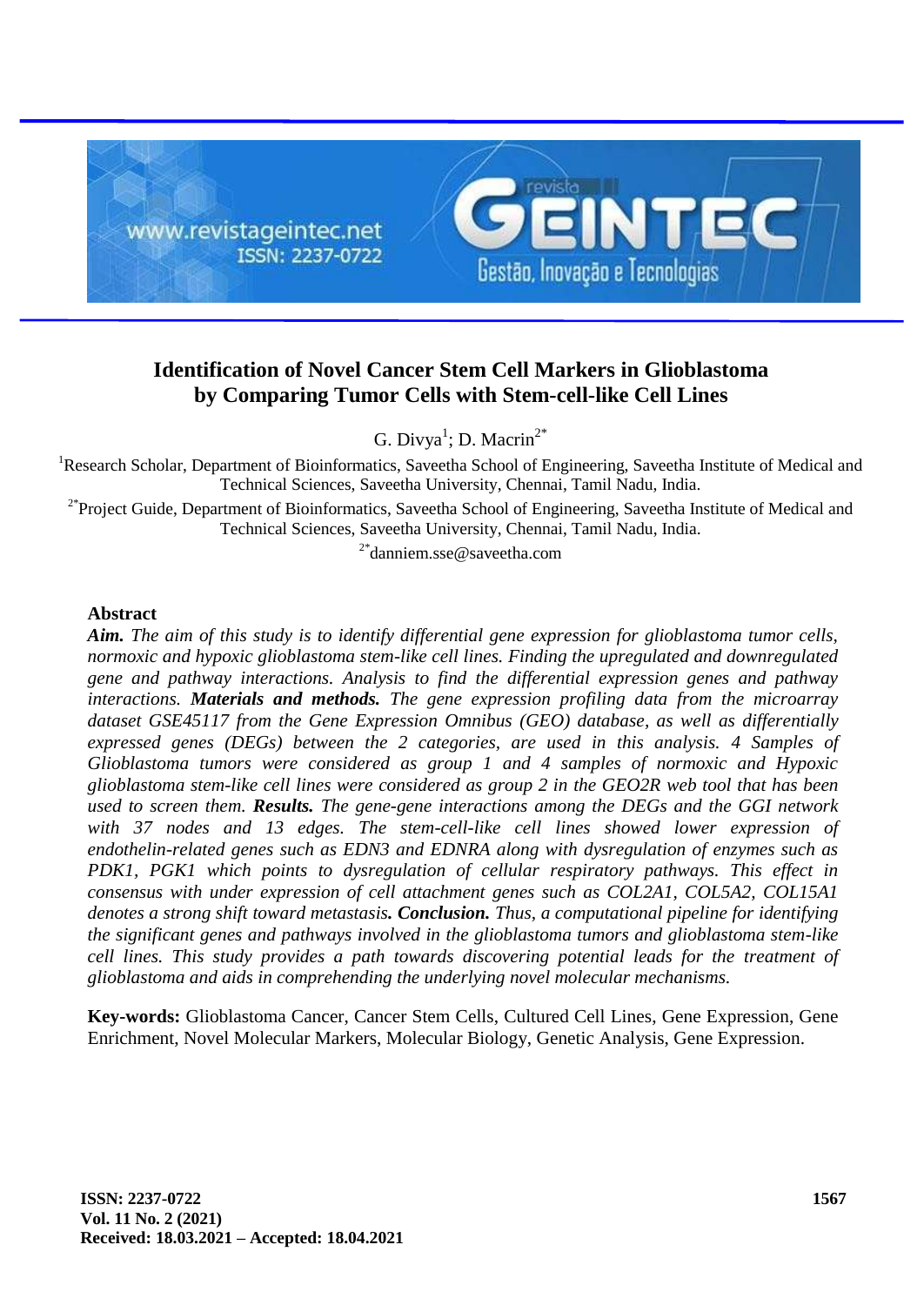# Identification of Novel Cancer Stem Cell Markers in Glioblastoma by Comparing Tumor Cells with Stem-cell-like Cell Lines

G. Divya[1]; D. Macrin[2*]

[1]Research Scholar, Department of Bioinformatics, Saveetha School of Engineering, Saveetha Institute of Medical and Technical Sciences, Saveetha University, Chennai, Tamil Nadu, India.

[2*]Project Guide, Department of Bioinformatics, Saveetha School of Engineering, Saveetha Institute of Medical and Technical Sciences, Saveetha University, Chennai, Tamil Nadu, India.

[2*]danniem.sse@saveetha.com

## Abstract

***Aim.*** *The aim of this study is to identify differential gene expression for glioblastoma tumor cells, normoxic and hypoxic glioblastoma stem-like cell lines. Finding the upregulated and downregulated gene and pathway interactions. Analysis to find the differential expression genes and pathway interactions.* ***Materials and methods.*** *The gene expression profiling data from the microarray dataset GSE45117 from the Gene Expression Omnibus (GEO) database, as well as differentially expressed genes (DEGs) between the 2 categories, are used in this analysis. 4 Samples of Glioblastoma tumors were considered as group 1 and 4 samples of normoxic and Hypoxic glioblastoma stem-like cell lines were considered as group 2 in the GEO2R web tool that has been used to screen them.* ***Results.*** *The gene-gene interactions among the DEGs and the GGI network with 37 nodes and 13 edges. The stem-cell-like cell lines showed lower expression of endothelin-related genes such as EDN3 and EDNRA along with dysregulation of enzymes such as PDK1, PGK1 which points to dysregulation of cellular respiratory pathways. This effect in consensus with under expression of cell attachment genes such as COL2A1, COL5A2, COL15A1 denotes a strong shift toward metastasis.* ***Conclusion.*** *Thus, a computational pipeline for identifying the significant genes and pathways involved in the glioblastoma tumors and glioblastoma stem-like cell lines. This study provides a path towards discovering potential leads for the treatment of glioblastoma and aids in comprehending the underlying novel molecular mechanisms.*

**Key-words:** Glioblastoma Cancer, Cancer Stem Cells, Cultured Cell Lines, Gene Expression, Gene Enrichment, Novel Molecular Markers, Molecular Biology, Genetic Analysis, Gene Expression.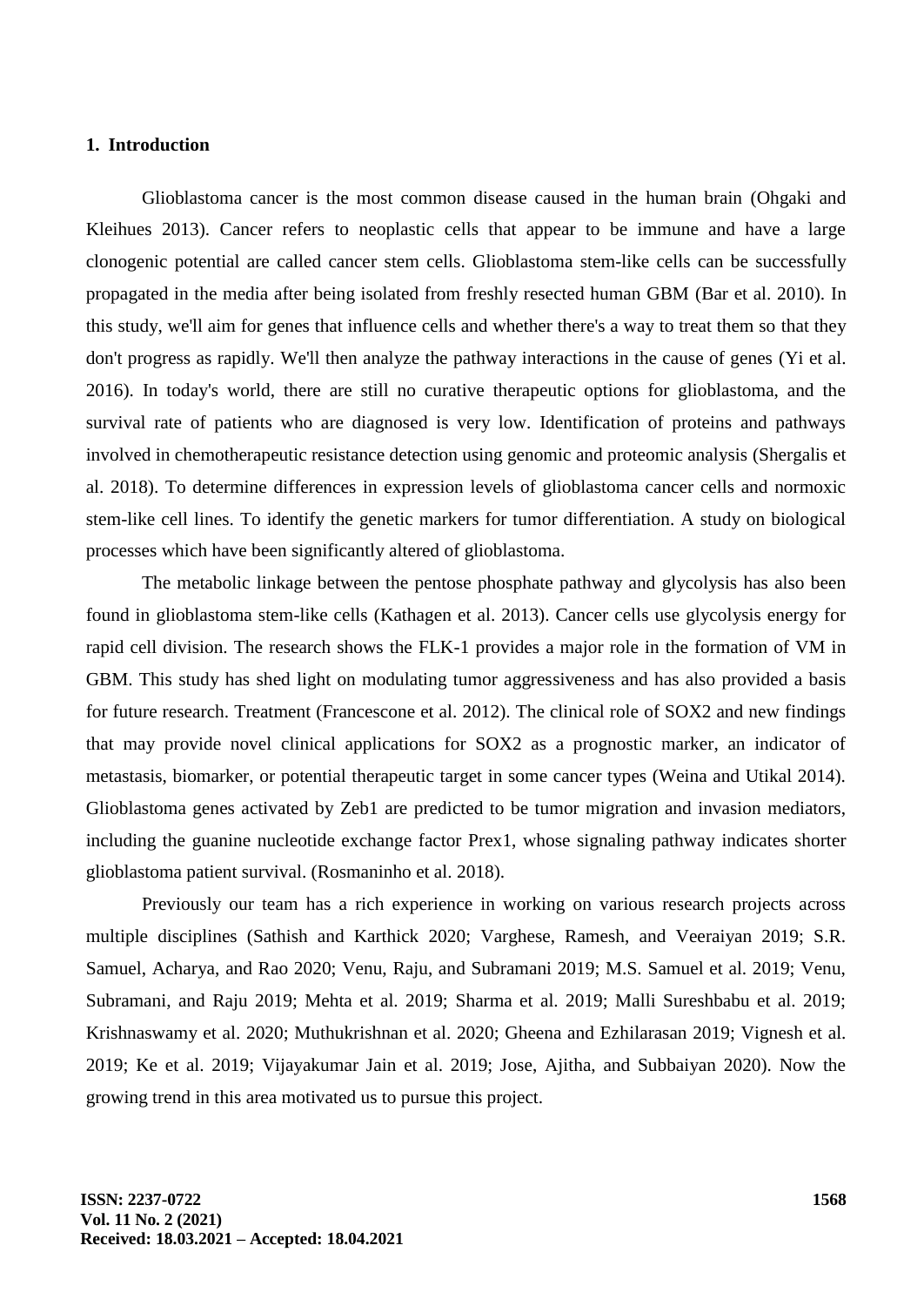## 1. Introduction

Glioblastoma cancer is the most common disease caused in the human brain (Ohgaki and Kleihues 2013). Cancer refers to neoplastic cells that appear to be immune and have a large clonogenic potential are called cancer stem cells. Glioblastoma stem-like cells can be successfully propagated in the media after being isolated from freshly resected human GBM (Bar et al. 2010). In this study, we'll aim for genes that influence cells and whether there's a way to treat them so that they don't progress as rapidly. We'll then analyze the pathway interactions in the cause of genes (Yi et al. 2016). In today's world, there are still no curative therapeutic options for glioblastoma, and the survival rate of patients who are diagnosed is very low. Identification of proteins and pathways involved in chemotherapeutic resistance detection using genomic and proteomic analysis (Shergalis et al. 2018). To determine differences in expression levels of glioblastoma cancer cells and normoxic stem-like cell lines. To identify the genetic markers for tumor differentiation. A study on biological processes which have been significantly altered of glioblastoma.

The metabolic linkage between the pentose phosphate pathway and glycolysis has also been found in glioblastoma stem-like cells (Kathagen et al. 2013). Cancer cells use glycolysis energy for rapid cell division. The research shows the FLK-1 provides a major role in the formation of VM in GBM. This study has shed light on modulating tumor aggressiveness and has also provided a basis for future research. Treatment (Francescone et al. 2012). The clinical role of SOX2 and new findings that may provide novel clinical applications for SOX2 as a prognostic marker, an indicator of metastasis, biomarker, or potential therapeutic target in some cancer types (Weina and Utikal 2014). Glioblastoma genes activated by Zeb1 are predicted to be tumor migration and invasion mediators, including the guanine nucleotide exchange factor Prex1, whose signaling pathway indicates shorter glioblastoma patient survival. (Rosmaninho et al. 2018).

Previously our team has a rich experience in working on various research projects across multiple disciplines (Sathish and Karthick 2020; Varghese, Ramesh, and Veeraiyan 2019; S.R. Samuel, Acharya, and Rao 2020; Venu, Raju, and Subramani 2019; M.S. Samuel et al. 2019; Venu, Subramani, and Raju 2019; Mehta et al. 2019; Sharma et al. 2019; Malli Sureshbabu et al. 2019; Krishnaswamy et al. 2020; Muthukrishnan et al. 2020; Gheena and Ezhilarasan 2019; Vignesh et al. 2019; Ke et al. 2019; Vijayakumar Jain et al. 2019; Jose, Ajitha, and Subbaiyan 2020). Now the growing trend in this area motivated us to pursue this project.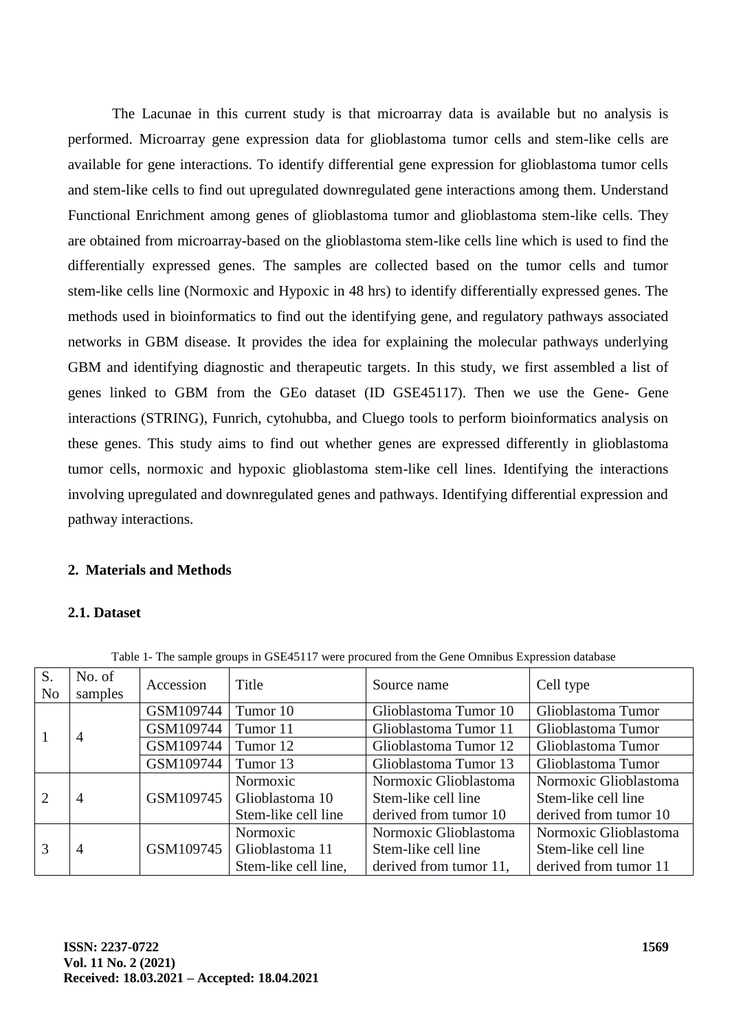The Lacunae in this current study is that microarray data is available but no analysis is performed. Microarray gene expression data for glioblastoma tumor cells and stem-like cells are available for gene interactions. To identify differential gene expression for glioblastoma tumor cells and stem-like cells to find out upregulated downregulated gene interactions among them. Understand Functional Enrichment among genes of glioblastoma tumor and glioblastoma stem-like cells. They are obtained from microarray-based on the glioblastoma stem-like cells line which is used to find the differentially expressed genes. The samples are collected based on the tumor cells and tumor stem-like cells line (Normoxic and Hypoxic in 48 hrs) to identify differentially expressed genes. The methods used in bioinformatics to find out the identifying gene, and regulatory pathways associated networks in GBM disease. It provides the idea for explaining the molecular pathways underlying GBM and identifying diagnostic and therapeutic targets. In this study, we first assembled a list of genes linked to GBM from the GEo dataset (ID GSE45117). Then we use the Gene- Gene interactions (STRING), Funrich, cytohubba, and Cluego tools to perform bioinformatics analysis on these genes. This study aims to find out whether genes are expressed differently in glioblastoma tumor cells, normoxic and hypoxic glioblastoma stem-like cell lines. Identifying the interactions involving upregulated and downregulated genes and pathways. Identifying differential expression and pathway interactions.

## 2. Materials and Methods

### 2.1. Dataset

Table 1- The sample groups in GSE45117 were procured from the Gene Omnibus Expression database

| S. No | No. of samples | Accession | Title | Source name | Cell type |
|---|---|---|---|---|---|
| 1 | 4 | GSM109744 | Tumor 10 | Glioblastoma Tumor 10 | Glioblastoma Tumor |
| | | GSM109744 | Tumor 11 | Glioblastoma Tumor 11 | Glioblastoma Tumor |
| | | GSM109744 | Tumor 12 | Glioblastoma Tumor 12 | Glioblastoma Tumor |
| | | GSM109744 | Tumor 13 | Glioblastoma Tumor 13 | Glioblastoma Tumor |
| 2 | 4 | GSM109745 | Normoxic Glioblastoma 10 Stem-like cell line | Normoxic Glioblastoma Stem-like cell line derived from tumor 10 | Normoxic Glioblastoma Stem-like cell line derived from tumor 10 |
| 3 | 4 | GSM109745 | Normoxic Glioblastoma 11 Stem-like cell line, | Normoxic Glioblastoma Stem-like cell line derived from tumor 11, | Normoxic Glioblastoma Stem-like cell line derived from tumor 11 |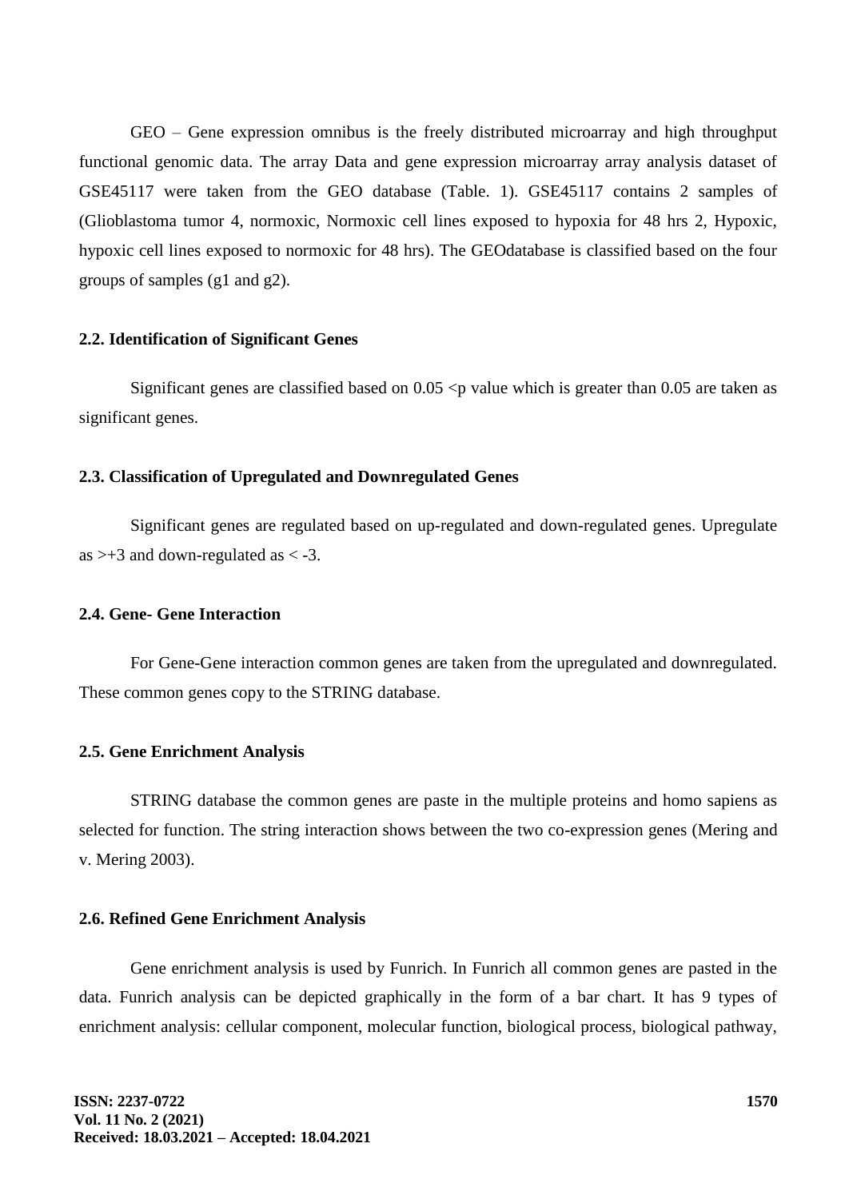GEO – Gene expression omnibus is the freely distributed microarray and high throughput functional genomic data. The array Data and gene expression microarray array analysis dataset of GSE45117 were taken from the GEO database (Table. 1). GSE45117 contains 2 samples of (Glioblastoma tumor 4, normoxic, Normoxic cell lines exposed to hypoxia for 48 hrs 2, Hypoxic, hypoxic cell lines exposed to normoxic for 48 hrs). The GEOdatabase is classified based on the four groups of samples (g1 and g2).

### 2.2. Identification of Significant Genes

Significant genes are classified based on 0.05 <p value which is greater than 0.05 are taken as significant genes.

### 2.3. Classification of Upregulated and Downregulated Genes

Significant genes are regulated based on up-regulated and down-regulated genes. Upregulate as >+3 and down-regulated as < -3.

### 2.4. Gene- Gene Interaction

For Gene-Gene interaction common genes are taken from the upregulated and downregulated. These common genes copy to the STRING database.

### 2.5. Gene Enrichment Analysis

STRING database the common genes are paste in the multiple proteins and homo sapiens as selected for function. The string interaction shows between the two co-expression genes (Mering and v. Mering 2003).

### 2.6. Refined Gene Enrichment Analysis

Gene enrichment analysis is used by Funrich. In Funrich all common genes are pasted in the data. Funrich analysis can be depicted graphically in the form of a bar chart. It has 9 types of enrichment analysis: cellular component, molecular function, biological process, biological pathway,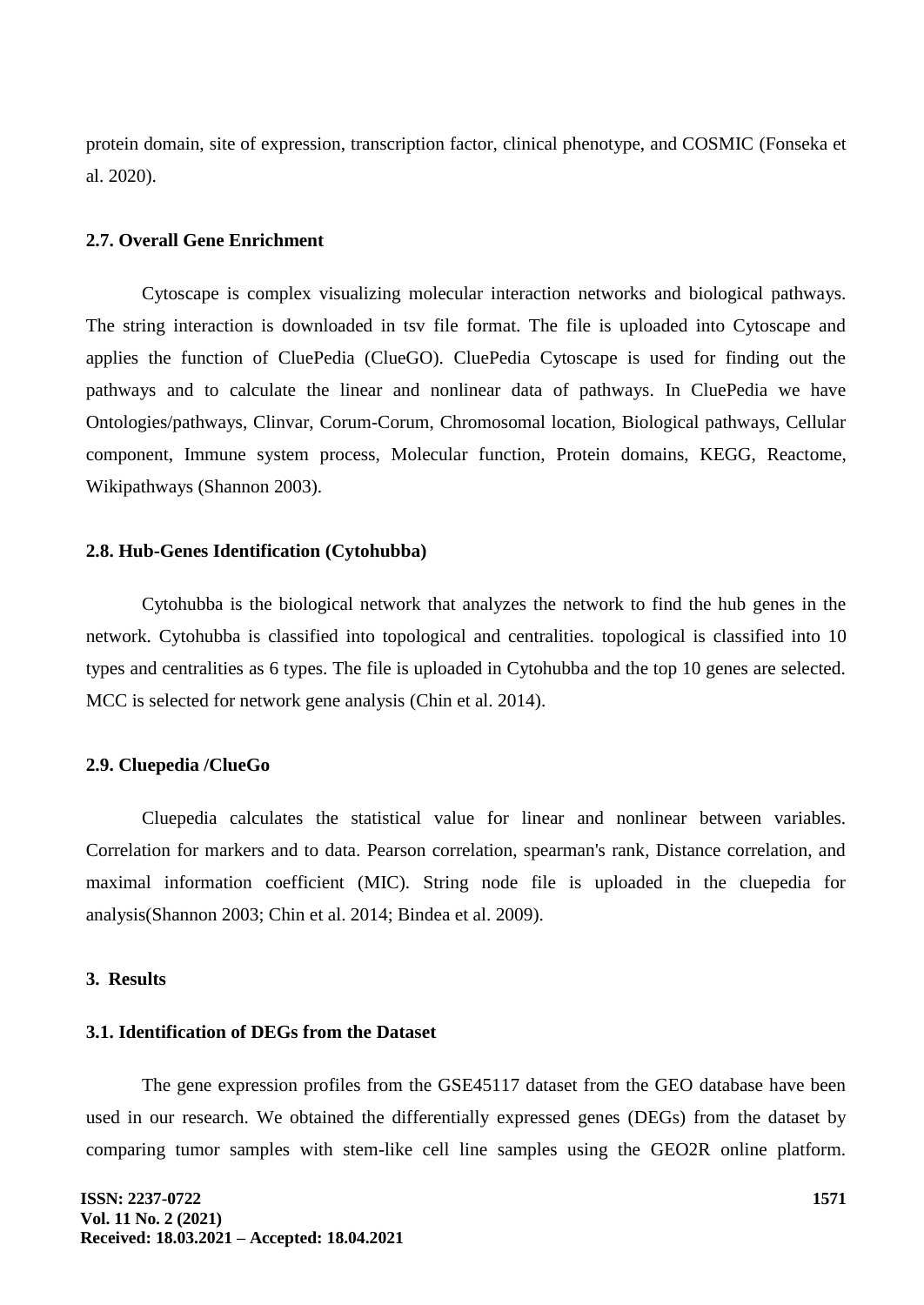protein domain, site of expression, transcription factor, clinical phenotype, and COSMIC (Fonseka et al. 2020).

### 2.7. Overall Gene Enrichment

Cytoscape is complex visualizing molecular interaction networks and biological pathways. The string interaction is downloaded in tsv file format. The file is uploaded into Cytoscape and applies the function of CluePedia (ClueGO). CluePedia Cytoscape is used for finding out the pathways and to calculate the linear and nonlinear data of pathways. In CluePedia we have Ontologies/pathways, Clinvar, Corum-Corum, Chromosomal location, Biological pathways, Cellular component, Immune system process, Molecular function, Protein domains, KEGG, Reactome, Wikipathways (Shannon 2003).

### 2.8. Hub-Genes Identification (Cytohubba)

Cytohubba is the biological network that analyzes the network to find the hub genes in the network. Cytohubba is classified into topological and centralities. topological is classified into 10 types and centralities as 6 types. The file is uploaded in Cytohubba and the top 10 genes are selected. MCC is selected for network gene analysis (Chin et al. 2014).

### 2.9. Cluepedia /ClueGo

Cluepedia calculates the statistical value for linear and nonlinear between variables. Correlation for markers and to data. Pearson correlation, spearman's rank, Distance correlation, and maximal information coefficient (MIC). String node file is uploaded in the cluepedia for analysis(Shannon 2003; Chin et al. 2014; Bindea et al. 2009).

## 3. Results

### 3.1. Identification of DEGs from the Dataset

The gene expression profiles from the GSE45117 dataset from the GEO database have been used in our research. We obtained the differentially expressed genes (DEGs) from the dataset by comparing tumor samples with stem-like cell line samples using the GEO2R online platform.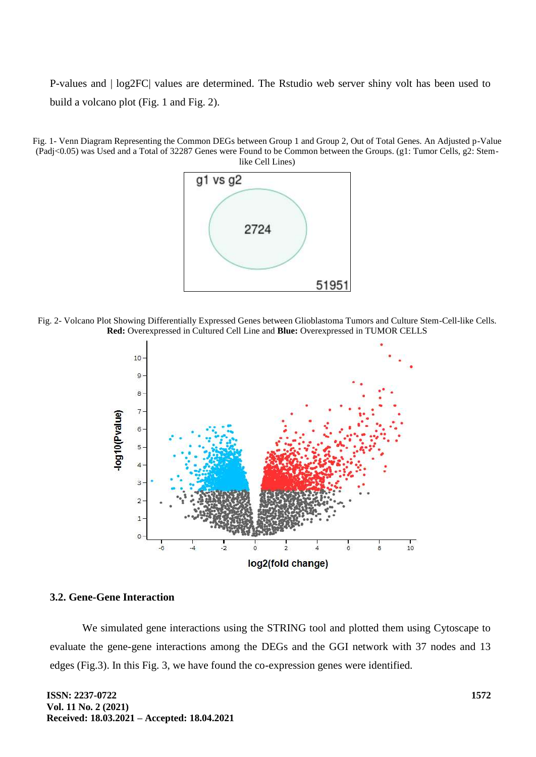P-values and | log2FC| values are determined. The Rstudio web server shiny volt has been used to build a volcano plot (Fig. 1 and Fig. 2).

Fig. 1- Venn Diagram Representing the Common DEGs between Group 1 and Group 2, Out of Total Genes. An Adjusted p-Value (Padj<0.05) was Used and a Total of 32287 Genes were Found to be Common between the Groups. (g1: Tumor Cells, g2: Stem-like Cell Lines)

Fig. 2- Volcano Plot Showing Differentially Expressed Genes between Glioblastoma Tumors and Culture Stem-Cell-like Cells. **Red:** Overexpressed in Cultured Cell Line and **Blue:** Overexpressed in TUMOR CELLS

### 3.2. Gene-Gene Interaction

We simulated gene interactions using the STRING tool and plotted them using Cytoscape to evaluate the gene-gene interactions among the DEGs and the GGI network with 37 nodes and 13 edges (Fig.3). In this Fig. 3, we have found the co-expression genes were identified.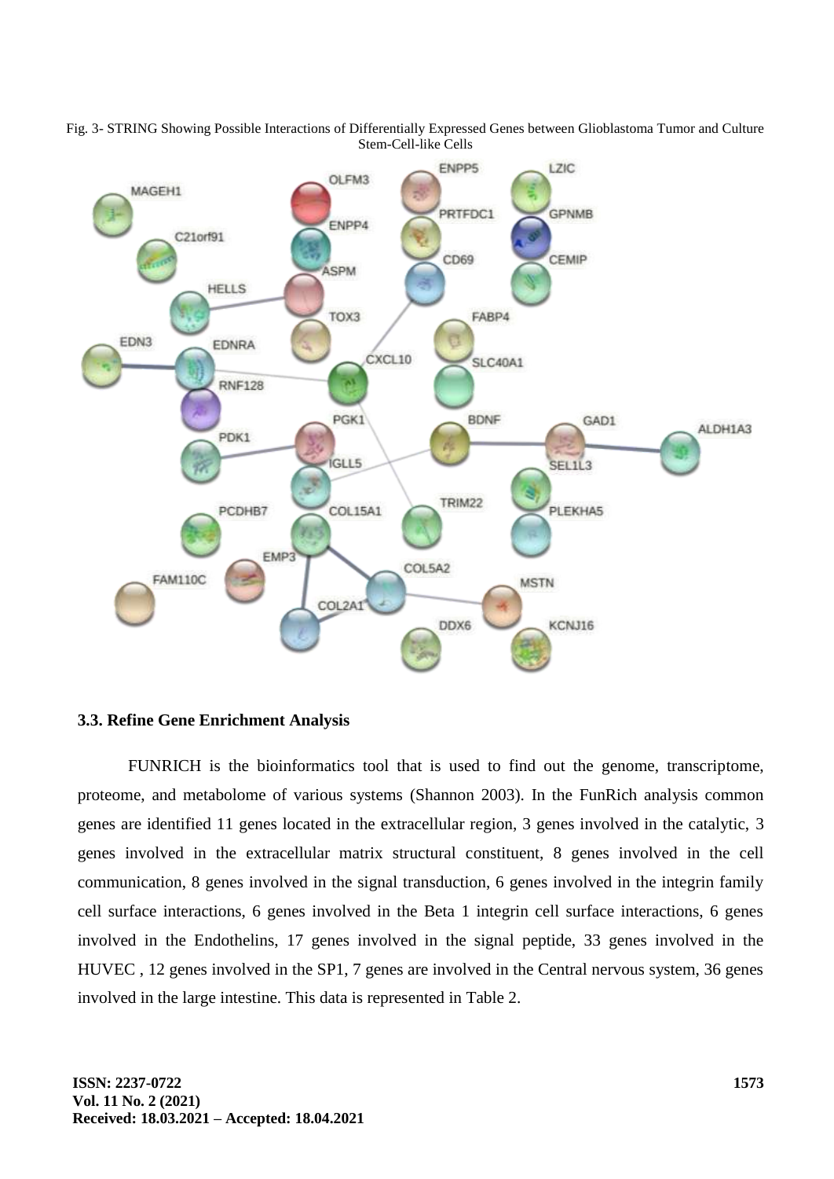Fig. 3- STRING Showing Possible Interactions of Differentially Expressed Genes between Glioblastoma Tumor and Culture Stem-Cell-like Cells

### 3.3. Refine Gene Enrichment Analysis

FUNRICH is the bioinformatics tool that is used to find out the genome, transcriptome, proteome, and metabolome of various systems (Shannon 2003). In the FunRich analysis common genes are identified 11 genes located in the extracellular region, 3 genes involved in the catalytic, 3 genes involved in the extracellular matrix structural constituent, 8 genes involved in the cell communication, 8 genes involved in the signal transduction, 6 genes involved in the integrin family cell surface interactions, 6 genes involved in the Beta 1 integrin cell surface interactions, 6 genes involved in the Endothelins, 17 genes involved in the signal peptide, 33 genes involved in the HUVEC , 12 genes involved in the SP1, 7 genes are involved in the Central nervous system, 36 genes involved in the large intestine. This data is represented in Table 2.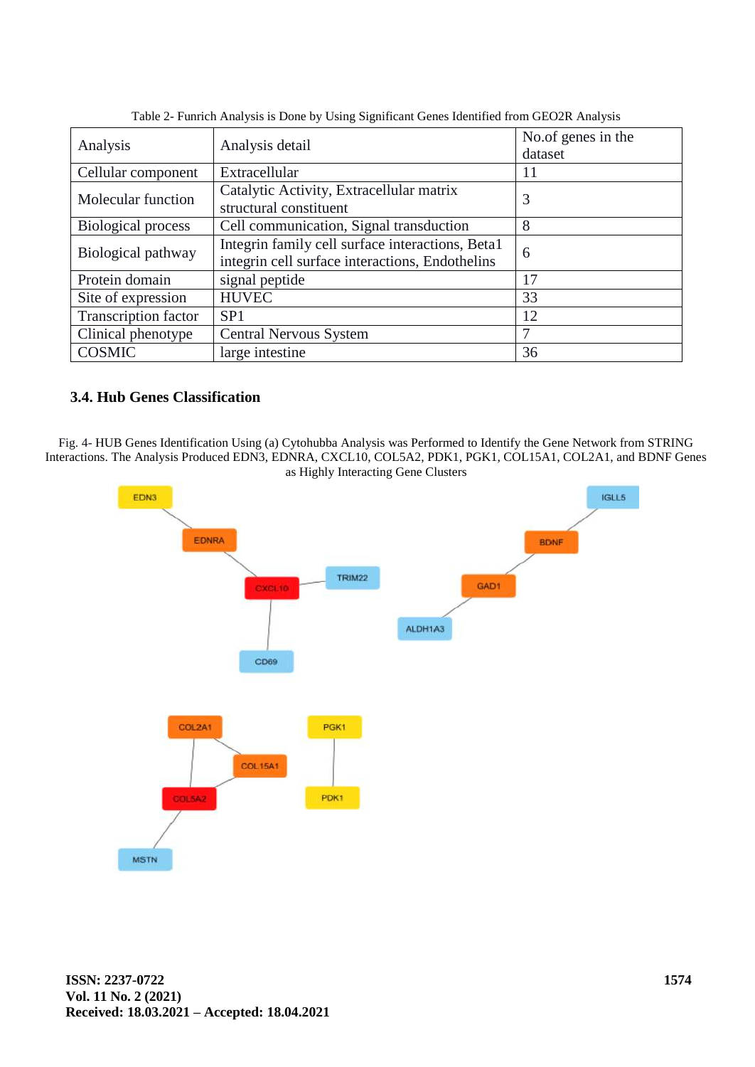Table 2- Funrich Analysis is Done by Using Significant Genes Identified from GEO2R Analysis

| Analysis | Analysis detail | No.of genes in the dataset |
|---|---|---|
| Cellular component | Extracellular | 11 |
| Molecular function | Catalytic Activity, Extracellular matrix structural constituent | 3 |
| Biological process | Cell communication, Signal transduction | 8 |
| Biological pathway | Integrin family cell surface interactions, Beta1 integrin cell surface interactions, Endothelins | 6 |
| Protein domain | signal peptide | 17 |
| Site of expression | HUVEC | 33 |
| Transcription factor | SP1 | 12 |
| Clinical phenotype | Central Nervous System | 7 |
| COSMIC | large intestine | 36 |

### 3.4. Hub Genes Classification

Fig. 4- HUB Genes Identification Using (a) Cytohubba Analysis was Performed to Identify the Gene Network from STRING Interactions. The Analysis Produced EDN3, EDNRA, CXCL10, COL5A2, PDK1, PGK1, COL15A1, COL2A1, and BDNF Genes as Highly Interacting Gene Clusters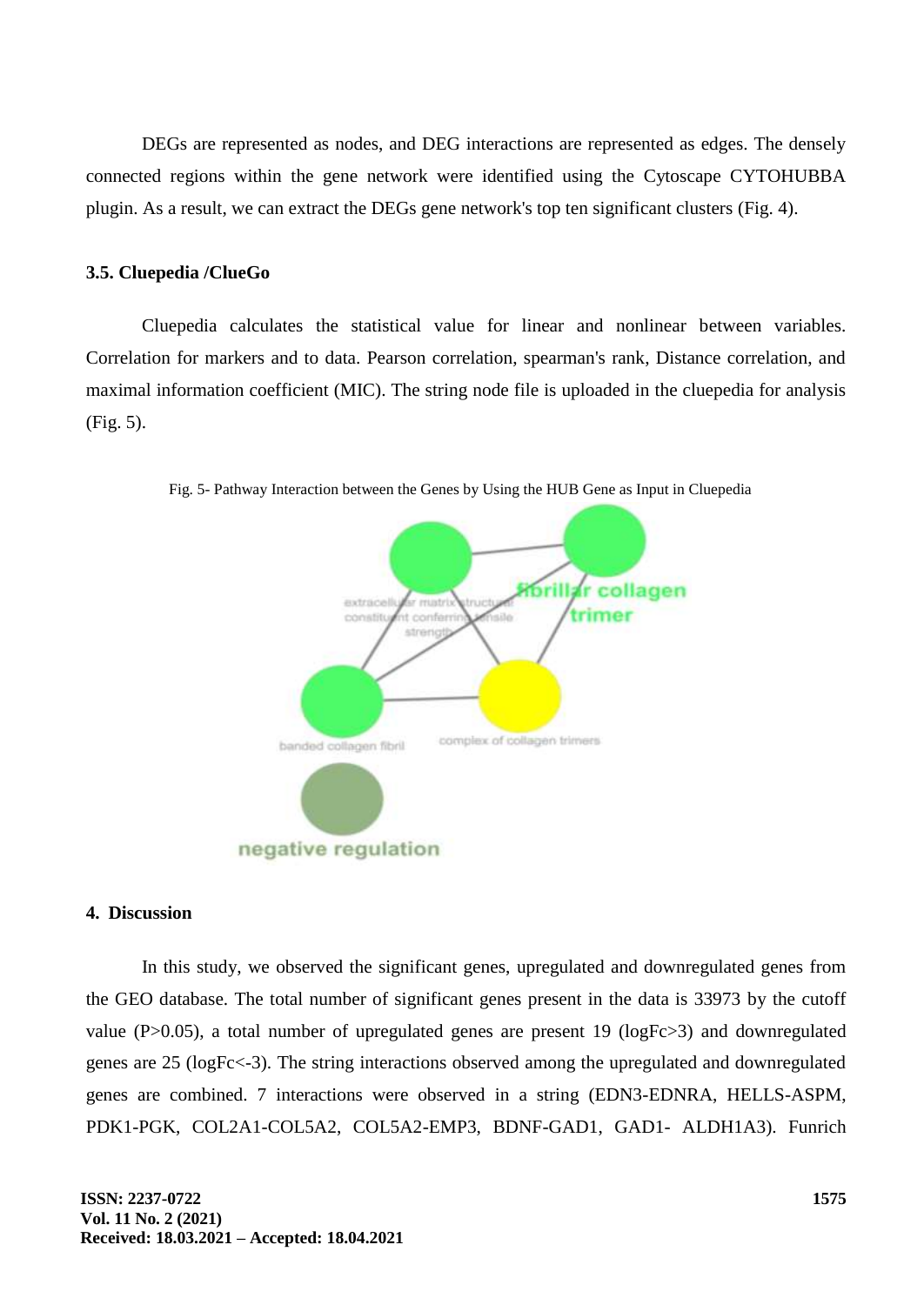DEGs are represented as nodes, and DEG interactions are represented as edges. The densely connected regions within the gene network were identified using the Cytoscape CYTOHUBBA plugin. As a result, we can extract the DEGs gene network's top ten significant clusters (Fig. 4).

### 3.5. Cluepedia /ClueGo

Cluepedia calculates the statistical value for linear and nonlinear between variables. Correlation for markers and to data. Pearson correlation, spearman's rank, Distance correlation, and maximal information coefficient (MIC). The string node file is uploaded in the cluepedia for analysis (Fig. 5).

Fig. 5- Pathway Interaction between the Genes by Using the HUB Gene as Input in Cluepedia

## 4. Discussion

In this study, we observed the significant genes, upregulated and downregulated genes from the GEO database. The total number of significant genes present in the data is 33973 by the cutoff value ($P>0.05$), a total number of upregulated genes are present 19 ($logFc>3$) and downregulated genes are 25 ($logFc<-3$). The string interactions observed among the upregulated and downregulated genes are combined. 7 interactions were observed in a string (EDN3-EDNRA, HELLS-ASPM, PDK1-PGK, COL2A1-COL5A2, COL5A2-EMP3, BDNF-GAD1, GAD1- ALDH1A3). Funrich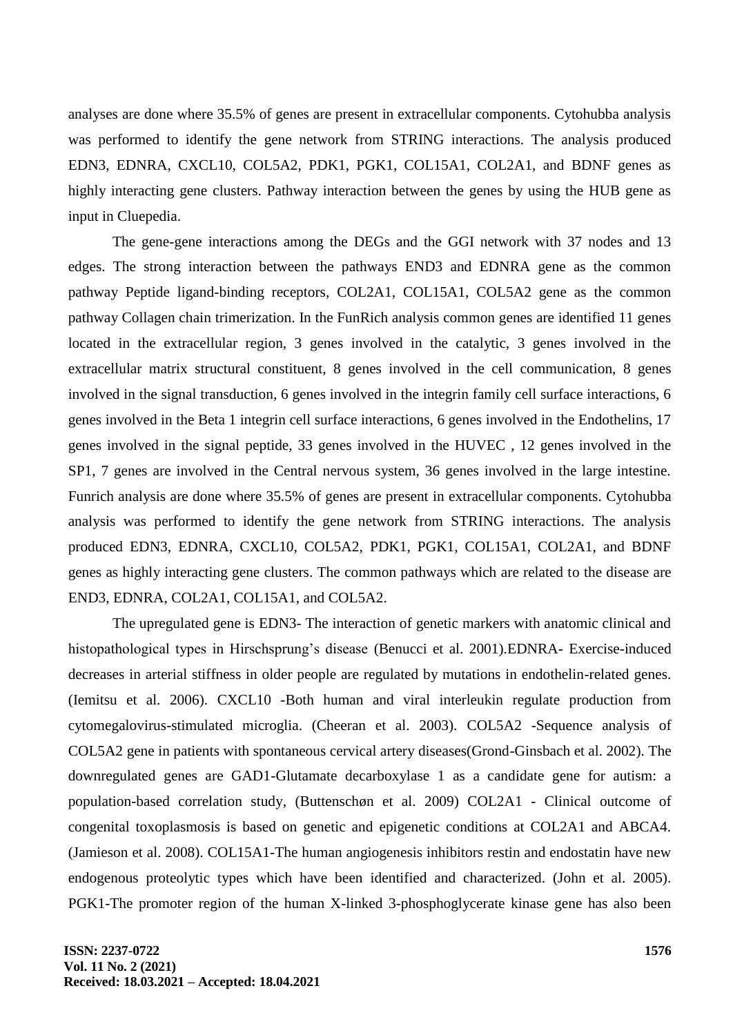analyses are done where 35.5% of genes are present in extracellular components. Cytohubba analysis was performed to identify the gene network from STRING interactions. The analysis produced EDN3, EDNRA, CXCL10, COL5A2, PDK1, PGK1, COL15A1, COL2A1, and BDNF genes as highly interacting gene clusters. Pathway interaction between the genes by using the HUB gene as input in Cluepedia.

The gene-gene interactions among the DEGs and the GGI network with 37 nodes and 13 edges. The strong interaction between the pathways END3 and EDNRA gene as the common pathway Peptide ligand-binding receptors, COL2A1, COL15A1, COL5A2 gene as the common pathway Collagen chain trimerization. In the FunRich analysis common genes are identified 11 genes located in the extracellular region, 3 genes involved in the catalytic, 3 genes involved in the extracellular matrix structural constituent, 8 genes involved in the cell communication, 8 genes involved in the signal transduction, 6 genes involved in the integrin family cell surface interactions, 6 genes involved in the Beta 1 integrin cell surface interactions, 6 genes involved in the Endothelins, 17 genes involved in the signal peptide, 33 genes involved in the HUVEC , 12 genes involved in the SP1, 7 genes are involved in the Central nervous system, 36 genes involved in the large intestine. Funrich analysis are done where 35.5% of genes are present in extracellular components. Cytohubba analysis was performed to identify the gene network from STRING interactions. The analysis produced EDN3, EDNRA, CXCL10, COL5A2, PDK1, PGK1, COL15A1, COL2A1, and BDNF genes as highly interacting gene clusters. The common pathways which are related to the disease are END3, EDNRA, COL2A1, COL15A1, and COL5A2.

The upregulated gene is EDN3- The interaction of genetic markers with anatomic clinical and histopathological types in Hirschsprung's disease (Benucci et al. 2001).EDNRA- Exercise-induced decreases in arterial stiffness in older people are regulated by mutations in endothelin-related genes. (Iemitsu et al. 2006). CXCL10 -Both human and viral interleukin regulate production from cytomegalovirus-stimulated microglia. (Cheeran et al. 2003). COL5A2 -Sequence analysis of COL5A2 gene in patients with spontaneous cervical artery diseases(Grond-Ginsbach et al. 2002). The downregulated genes are GAD1-Glutamate decarboxylase 1 as a candidate gene for autism: a population-based correlation study, (Buttenschøn et al. 2009) COL2A1 - Clinical outcome of congenital toxoplasmosis is based on genetic and epigenetic conditions at COL2A1 and ABCA4. (Jamieson et al. 2008). COL15A1-The human angiogenesis inhibitors restin and endostatin have new endogenous proteolytic types which have been identified and characterized. (John et al. 2005). PGK1-The promoter region of the human X-linked 3-phosphoglycerate kinase gene has also been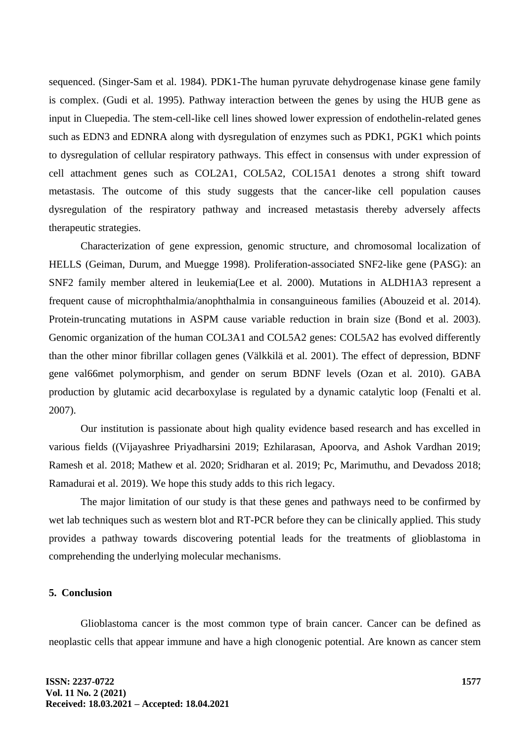sequenced. (Singer-Sam et al. 1984). PDK1-The human pyruvate dehydrogenase kinase gene family is complex. (Gudi et al. 1995). Pathway interaction between the genes by using the HUB gene as input in Cluepedia. The stem-cell-like cell lines showed lower expression of endothelin-related genes such as EDN3 and EDNRA along with dysregulation of enzymes such as PDK1, PGK1 which points to dysregulation of cellular respiratory pathways. This effect in consensus with under expression of cell attachment genes such as COL2A1, COL5A2, COL15A1 denotes a strong shift toward metastasis. The outcome of this study suggests that the cancer-like cell population causes dysregulation of the respiratory pathway and increased metastasis thereby adversely affects therapeutic strategies.

Characterization of gene expression, genomic structure, and chromosomal localization of HELLS (Geiman, Durum, and Muegge 1998). Proliferation-associated SNF2-like gene (PASG): an SNF2 family member altered in leukemia(Lee et al. 2000). Mutations in ALDH1A3 represent a frequent cause of microphthalmia/anophthalmia in consanguineous families (Abouzeid et al. 2014). Protein-truncating mutations in ASPM cause variable reduction in brain size (Bond et al. 2003). Genomic organization of the human COL3A1 and COL5A2 genes: COL5A2 has evolved differently than the other minor fibrillar collagen genes (Välkkilä et al. 2001). The effect of depression, BDNF gene val66met polymorphism, and gender on serum BDNF levels (Ozan et al. 2010). GABA production by glutamic acid decarboxylase is regulated by a dynamic catalytic loop (Fenalti et al. 2007).

Our institution is passionate about high quality evidence based research and has excelled in various fields ((Vijayashree Priyadharsini 2019; Ezhilarasan, Apoorva, and Ashok Vardhan 2019; Ramesh et al. 2018; Mathew et al. 2020; Sridharan et al. 2019; Pc, Marimuthu, and Devadoss 2018; Ramadurai et al. 2019). We hope this study adds to this rich legacy.

The major limitation of our study is that these genes and pathways need to be confirmed by wet lab techniques such as western blot and RT-PCR before they can be clinically applied. This study provides a pathway towards discovering potential leads for the treatments of glioblastoma in comprehending the underlying molecular mechanisms.

## 5. Conclusion

Glioblastoma cancer is the most common type of brain cancer. Cancer can be defined as neoplastic cells that appear immune and have a high clonogenic potential. Are known as cancer stem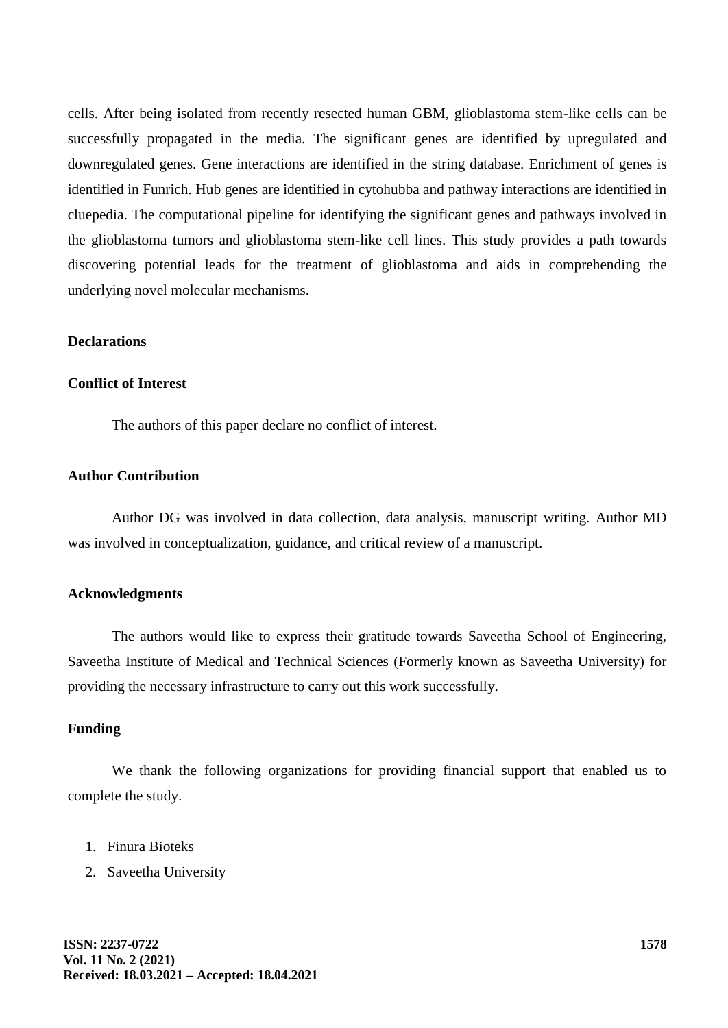cells. After being isolated from recently resected human GBM, glioblastoma stem-like cells can be successfully propagated in the media. The significant genes are identified by upregulated and downregulated genes. Gene interactions are identified in the string database. Enrichment of genes is identified in Funrich. Hub genes are identified in cytohubba and pathway interactions are identified in cluepedia. The computational pipeline for identifying the significant genes and pathways involved in the glioblastoma tumors and glioblastoma stem-like cell lines. This study provides a path towards discovering potential leads for the treatment of glioblastoma and aids in comprehending the underlying novel molecular mechanisms.

## Declarations

### Conflict of Interest

The authors of this paper declare no conflict of interest.

### Author Contribution

Author DG was involved in data collection, data analysis, manuscript writing. Author MD was involved in conceptualization, guidance, and critical review of a manuscript.

### Acknowledgments

The authors would like to express their gratitude towards Saveetha School of Engineering, Saveetha Institute of Medical and Technical Sciences (Formerly known as Saveetha University) for providing the necessary infrastructure to carry out this work successfully.

### Funding

We thank the following organizations for providing financial support that enabled us to complete the study.

1. Finura Bioteks
2. Saveetha University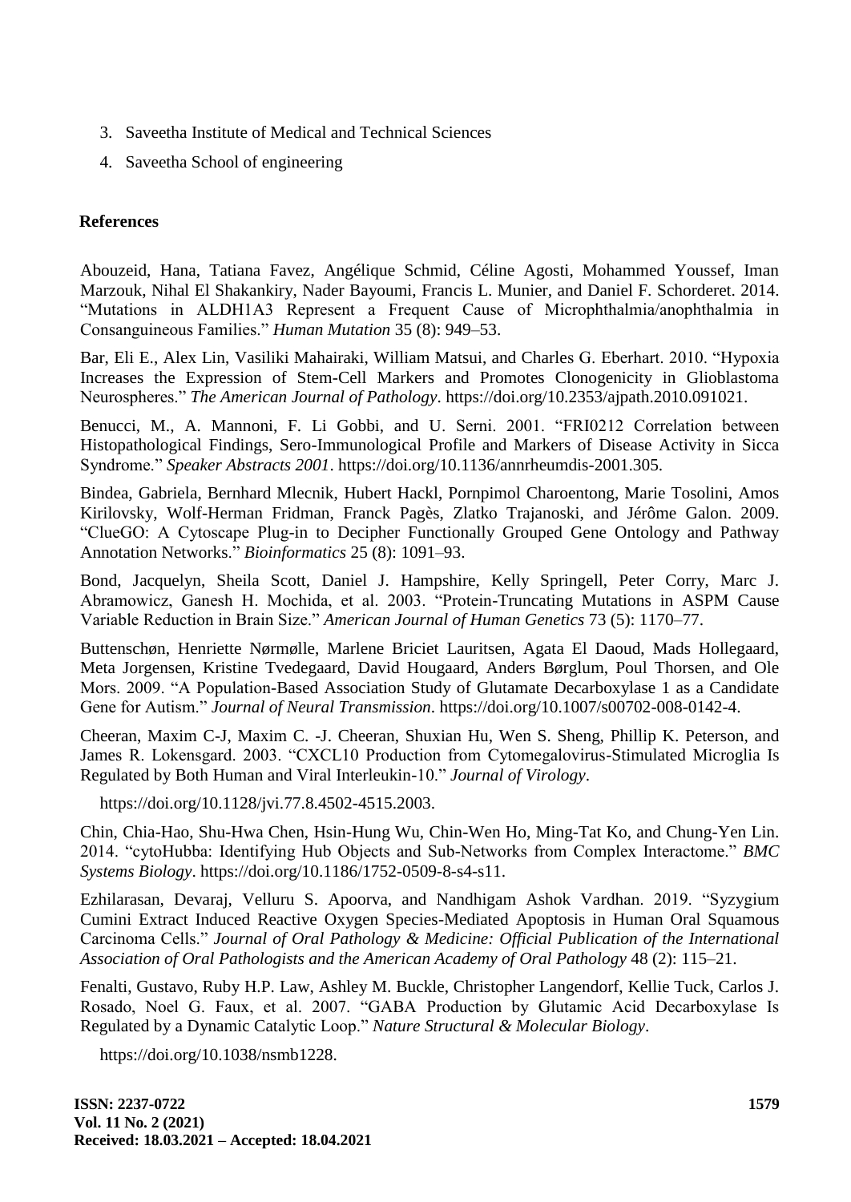3. Saveetha Institute of Medical and Technical Sciences
4. Saveetha School of engineering

## References

Abouzeid, Hana, Tatiana Favez, Angélique Schmid, Céline Agosti, Mohammed Youssef, Iman Marzouk, Nihal El Shakankiry, Nader Bayoumi, Francis L. Munier, and Daniel F. Schorderet. 2014. "Mutations in ALDH1A3 Represent a Frequent Cause of Microphthalmia/anophthalmia in Consanguineous Families." *Human Mutation* 35 (8): 949–53.

Bar, Eli E., Alex Lin, Vasiliki Mahairaki, William Matsui, and Charles G. Eberhart. 2010. "Hypoxia Increases the Expression of Stem-Cell Markers and Promotes Clonogenicity in Glioblastoma Neurospheres." *The American Journal of Pathology*. https://doi.org/10.2353/ajpath.2010.091021.

Benucci, M., A. Mannoni, F. Li Gobbi, and U. Serni. 2001. "FRI0212 Correlation between Histopathological Findings, Sero-Immunological Profile and Markers of Disease Activity in Sicca Syndrome." *Speaker Abstracts 2001*. https://doi.org/10.1136/annrheumdis-2001.305.

Bindea, Gabriela, Bernhard Mlecnik, Hubert Hackl, Pornpimol Charoentong, Marie Tosolini, Amos Kirilovsky, Wolf-Herman Fridman, Franck Pagès, Zlatko Trajanoski, and Jérôme Galon. 2009. "ClueGO: A Cytoscape Plug-in to Decipher Functionally Grouped Gene Ontology and Pathway Annotation Networks." *Bioinformatics* 25 (8): 1091–93.

Bond, Jacquelyn, Sheila Scott, Daniel J. Hampshire, Kelly Springell, Peter Corry, Marc J. Abramowicz, Ganesh H. Mochida, et al. 2003. "Protein-Truncating Mutations in ASPM Cause Variable Reduction in Brain Size." *American Journal of Human Genetics* 73 (5): 1170–77.

Buttenschøn, Henriette Nørmølle, Marlene Briciet Lauritsen, Agata El Daoud, Mads Hollegaard, Meta Jorgensen, Kristine Tvedegaard, David Hougaard, Anders Børglum, Poul Thorsen, and Ole Mors. 2009. "A Population-Based Association Study of Glutamate Decarboxylase 1 as a Candidate Gene for Autism." *Journal of Neural Transmission*. https://doi.org/10.1007/s00702-008-0142-4.

Cheeran, Maxim C-J, Maxim C. -J. Cheeran, Shuxian Hu, Wen S. Sheng, Phillip K. Peterson, and James R. Lokensgard. 2003. "CXCL10 Production from Cytomegalovirus-Stimulated Microglia Is Regulated by Both Human and Viral Interleukin-10." *Journal of Virology*. https://doi.org/10.1128/jvi.77.8.4502-4515.2003.

Chin, Chia-Hao, Shu-Hwa Chen, Hsin-Hung Wu, Chin-Wen Ho, Ming-Tat Ko, and Chung-Yen Lin. 2014. "cytoHubba: Identifying Hub Objects and Sub-Networks from Complex Interactome." *BMC Systems Biology*. https://doi.org/10.1186/1752-0509-8-s4-s11.

Ezhilarasan, Devaraj, Velluru S. Apoorva, and Nandhigam Ashok Vardhan. 2019. "Syzygium Cumini Extract Induced Reactive Oxygen Species-Mediated Apoptosis in Human Oral Squamous Carcinoma Cells." *Journal of Oral Pathology & Medicine: Official Publication of the International Association of Oral Pathologists and the American Academy of Oral Pathology* 48 (2): 115–21.

Fenalti, Gustavo, Ruby H.P. Law, Ashley M. Buckle, Christopher Langendorf, Kellie Tuck, Carlos J. Rosado, Noel G. Faux, et al. 2007. "GABA Production by Glutamic Acid Decarboxylase Is Regulated by a Dynamic Catalytic Loop." *Nature Structural & Molecular Biology*. https://doi.org/10.1038/nsmb1228.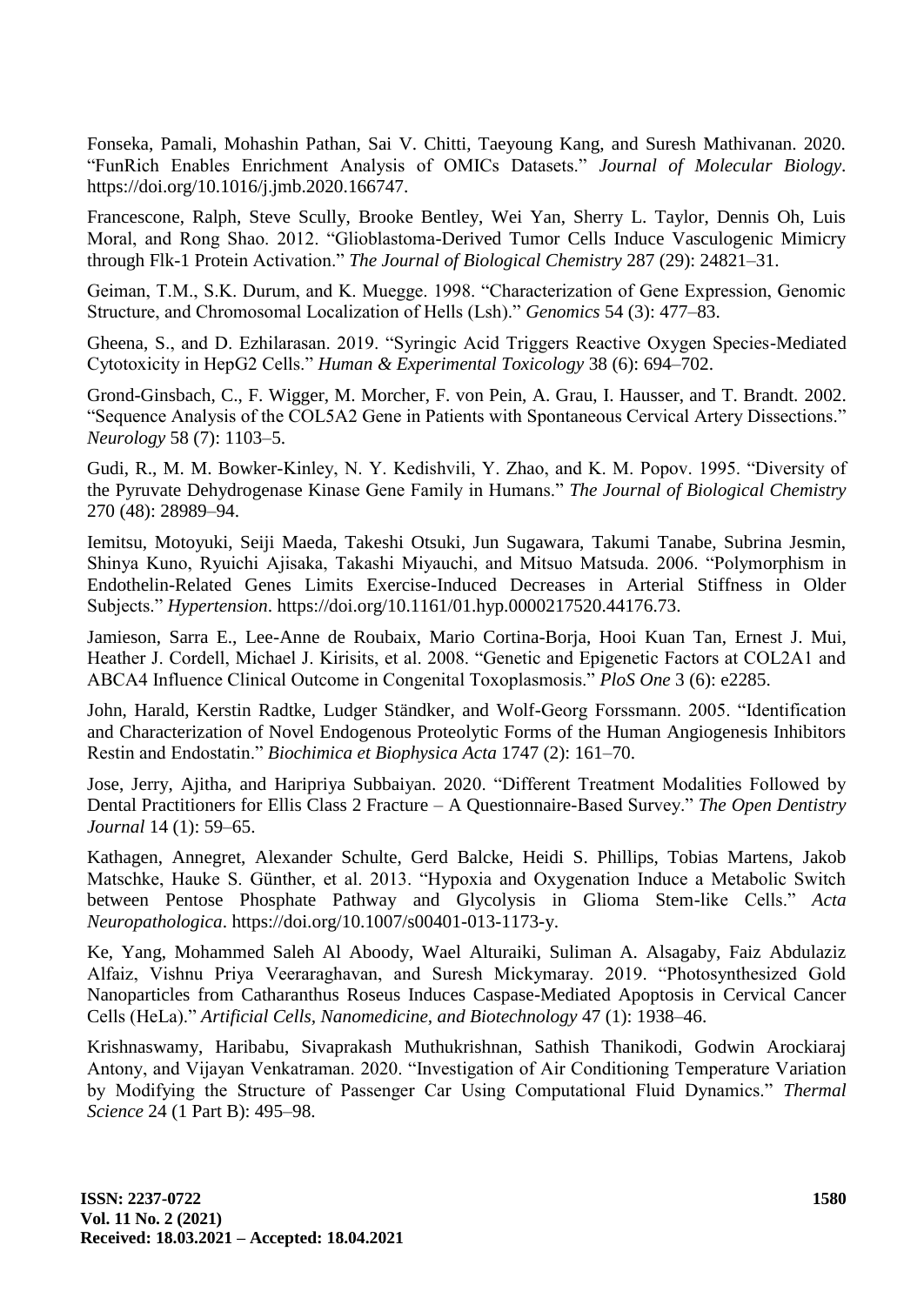Fonseka, Pamali, Mohashin Pathan, Sai V. Chitti, Taeyoung Kang, and Suresh Mathivanan. 2020. "FunRich Enables Enrichment Analysis of OMICs Datasets." *Journal of Molecular Biology*. https://doi.org/10.1016/j.jmb.2020.166747.

Francescone, Ralph, Steve Scully, Brooke Bentley, Wei Yan, Sherry L. Taylor, Dennis Oh, Luis Moral, and Rong Shao. 2012. "Glioblastoma-Derived Tumor Cells Induce Vasculogenic Mimicry through Flk-1 Protein Activation." *The Journal of Biological Chemistry* 287 (29): 24821–31.

Geiman, T.M., S.K. Durum, and K. Muegge. 1998. "Characterization of Gene Expression, Genomic Structure, and Chromosomal Localization of Hells (Lsh)." *Genomics* 54 (3): 477–83.

Gheena, S., and D. Ezhilarasan. 2019. "Syringic Acid Triggers Reactive Oxygen Species-Mediated Cytotoxicity in HepG2 Cells." *Human & Experimental Toxicology* 38 (6): 694–702.

Grond-Ginsbach, C., F. Wigger, M. Morcher, F. von Pein, A. Grau, I. Hausser, and T. Brandt. 2002. "Sequence Analysis of the COL5A2 Gene in Patients with Spontaneous Cervical Artery Dissections." *Neurology* 58 (7): 1103–5.

Gudi, R., M. M. Bowker-Kinley, N. Y. Kedishvili, Y. Zhao, and K. M. Popov. 1995. "Diversity of the Pyruvate Dehydrogenase Kinase Gene Family in Humans." *The Journal of Biological Chemistry* 270 (48): 28989–94.

Iemitsu, Motoyuki, Seiji Maeda, Takeshi Otsuki, Jun Sugawara, Takumi Tanabe, Subrina Jesmin, Shinya Kuno, Ryuichi Ajisaka, Takashi Miyauchi, and Mitsuo Matsuda. 2006. "Polymorphism in Endothelin-Related Genes Limits Exercise-Induced Decreases in Arterial Stiffness in Older Subjects." *Hypertension*. https://doi.org/10.1161/01.hyp.0000217520.44176.73.

Jamieson, Sarra E., Lee-Anne de Roubaix, Mario Cortina-Borja, Hooi Kuan Tan, Ernest J. Mui, Heather J. Cordell, Michael J. Kirisits, et al. 2008. "Genetic and Epigenetic Factors at COL2A1 and ABCA4 Influence Clinical Outcome in Congenital Toxoplasmosis." *PloS One* 3 (6): e2285.

John, Harald, Kerstin Radtke, Ludger Ständker, and Wolf-Georg Forssmann. 2005. "Identification and Characterization of Novel Endogenous Proteolytic Forms of the Human Angiogenesis Inhibitors Restin and Endostatin." *Biochimica et Biophysica Acta* 1747 (2): 161–70.

Jose, Jerry, Ajitha, and Haripriya Subbaiyan. 2020. "Different Treatment Modalities Followed by Dental Practitioners for Ellis Class 2 Fracture – A Questionnaire-Based Survey." *The Open Dentistry Journal* 14 (1): 59–65.

Kathagen, Annegret, Alexander Schulte, Gerd Balcke, Heidi S. Phillips, Tobias Martens, Jakob Matschke, Hauke S. Günther, et al. 2013. "Hypoxia and Oxygenation Induce a Metabolic Switch between Pentose Phosphate Pathway and Glycolysis in Glioma Stem-like Cells." *Acta Neuropathologica*. https://doi.org/10.1007/s00401-013-1173-y.

Ke, Yang, Mohammed Saleh Al Aboody, Wael Alturaiki, Suliman A. Alsagaby, Faiz Abdulaziz Alfaiz, Vishnu Priya Veeraraghavan, and Suresh Mickymaray. 2019. "Photosynthesized Gold Nanoparticles from Catharanthus Roseus Induces Caspase-Mediated Apoptosis in Cervical Cancer Cells (HeLa)." *Artificial Cells, Nanomedicine, and Biotechnology* 47 (1): 1938–46.

Krishnaswamy, Haribabu, Sivaprakash Muthukrishnan, Sathish Thanikodi, Godwin Arockiaraj Antony, and Vijayan Venkatraman. 2020. "Investigation of Air Conditioning Temperature Variation by Modifying the Structure of Passenger Car Using Computational Fluid Dynamics." *Thermal Science* 24 (1 Part B): 495–98.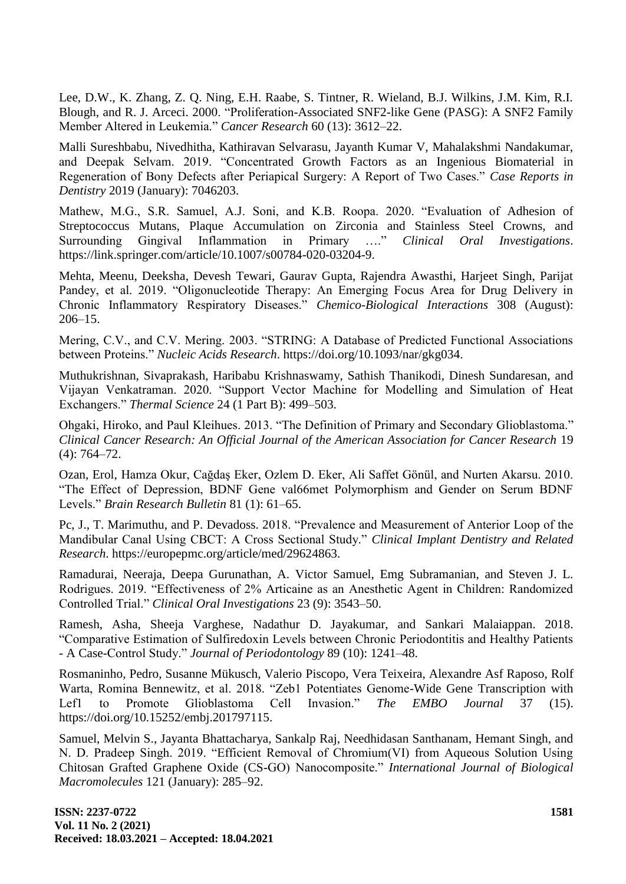Lee, D.W., K. Zhang, Z. Q. Ning, E.H. Raabe, S. Tintner, R. Wieland, B.J. Wilkins, J.M. Kim, R.I. Blough, and R. J. Arceci. 2000. "Proliferation-Associated SNF2-like Gene (PASG): A SNF2 Family Member Altered in Leukemia." *Cancer Research* 60 (13): 3612–22.

Malli Sureshbabu, Nivedhitha, Kathiravan Selvarasu, Jayanth Kumar V, Mahalakshmi Nandakumar, and Deepak Selvam. 2019. "Concentrated Growth Factors as an Ingenious Biomaterial in Regeneration of Bony Defects after Periapical Surgery: A Report of Two Cases." *Case Reports in Dentistry* 2019 (January): 7046203.

Mathew, M.G., S.R. Samuel, A.J. Soni, and K.B. Roopa. 2020. "Evaluation of Adhesion of Streptococcus Mutans, Plaque Accumulation on Zirconia and Stainless Steel Crowns, and Surrounding Gingival Inflammation in Primary …." *Clinical Oral Investigations*. https://link.springer.com/article/10.1007/s00784-020-03204-9.

Mehta, Meenu, Deeksha, Devesh Tewari, Gaurav Gupta, Rajendra Awasthi, Harjeet Singh, Parijat Pandey, et al. 2019. "Oligonucleotide Therapy: An Emerging Focus Area for Drug Delivery in Chronic Inflammatory Respiratory Diseases." *Chemico-Biological Interactions* 308 (August): 206–15.

Mering, C.V., and C.V. Mering. 2003. "STRING: A Database of Predicted Functional Associations between Proteins." *Nucleic Acids Research*. https://doi.org/10.1093/nar/gkg034.

Muthukrishnan, Sivaprakash, Haribabu Krishnaswamy, Sathish Thanikodi, Dinesh Sundaresan, and Vijayan Venkatraman. 2020. "Support Vector Machine for Modelling and Simulation of Heat Exchangers." *Thermal Science* 24 (1 Part B): 499–503.

Ohgaki, Hiroko, and Paul Kleihues. 2013. "The Definition of Primary and Secondary Glioblastoma." *Clinical Cancer Research: An Official Journal of the American Association for Cancer Research* 19 (4): 764–72.

Ozan, Erol, Hamza Okur, Cağdaş Eker, Ozlem D. Eker, Ali Saffet Gönül, and Nurten Akarsu. 2010. "The Effect of Depression, BDNF Gene val66met Polymorphism and Gender on Serum BDNF Levels." *Brain Research Bulletin* 81 (1): 61–65.

Pc, J., T. Marimuthu, and P. Devadoss. 2018. "Prevalence and Measurement of Anterior Loop of the Mandibular Canal Using CBCT: A Cross Sectional Study." *Clinical Implant Dentistry and Related Research*. https://europepmc.org/article/med/29624863.

Ramadurai, Neeraja, Deepa Gurunathan, A. Victor Samuel, Emg Subramanian, and Steven J. L. Rodrigues. 2019. "Effectiveness of 2% Articaine as an Anesthetic Agent in Children: Randomized Controlled Trial." *Clinical Oral Investigations* 23 (9): 3543–50.

Ramesh, Asha, Sheeja Varghese, Nadathur D. Jayakumar, and Sankari Malaiappan. 2018. "Comparative Estimation of Sulfiredoxin Levels between Chronic Periodontitis and Healthy Patients - A Case-Control Study." *Journal of Periodontology* 89 (10): 1241–48.

Rosmaninho, Pedro, Susanne Mükusch, Valerio Piscopo, Vera Teixeira, Alexandre Asf Raposo, Rolf Warta, Romina Bennewitz, et al. 2018. "Zeb1 Potentiates Genome-Wide Gene Transcription with Lef1 to Promote Glioblastoma Cell Invasion." *The EMBO Journal* 37 (15). https://doi.org/10.15252/embj.201797115.

Samuel, Melvin S., Jayanta Bhattacharya, Sankalp Raj, Needhidasan Santhanam, Hemant Singh, and N. D. Pradeep Singh. 2019. "Efficient Removal of Chromium(VI) from Aqueous Solution Using Chitosan Grafted Graphene Oxide (CS-GO) Nanocomposite." *International Journal of Biological Macromolecules* 121 (January): 285–92.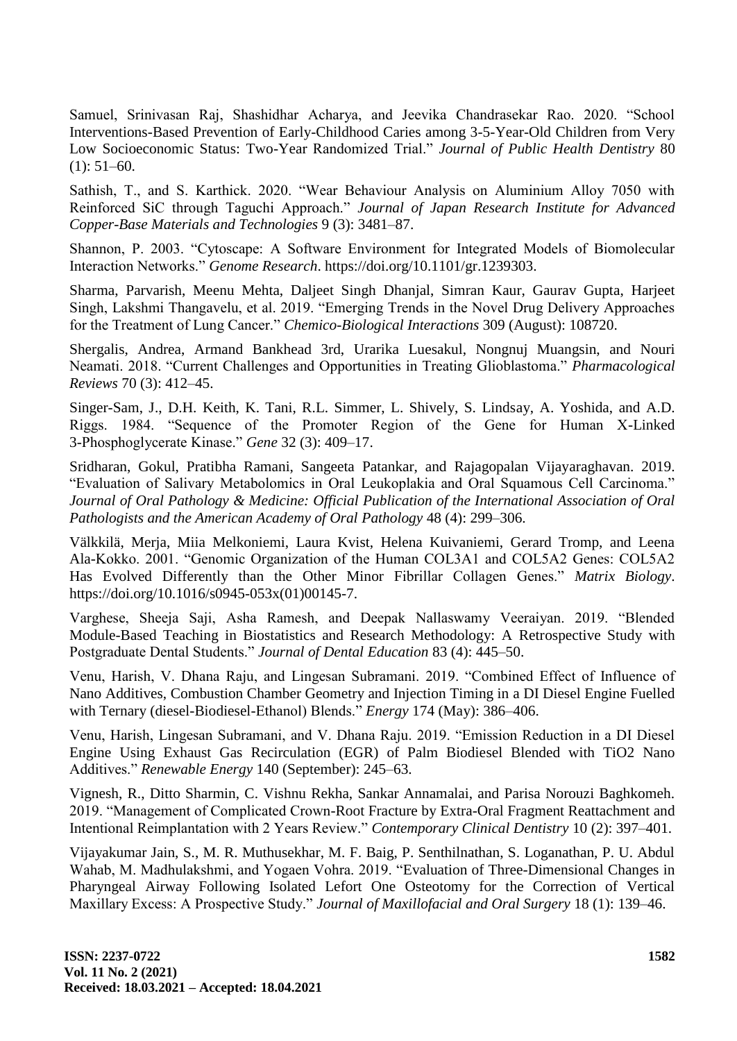Samuel, Srinivasan Raj, Shashidhar Acharya, and Jeevika Chandrasekar Rao. 2020. "School Interventions-Based Prevention of Early-Childhood Caries among 3-5-Year-Old Children from Very Low Socioeconomic Status: Two-Year Randomized Trial." *Journal of Public Health Dentistry* 80 (1): 51–60.

Sathish, T., and S. Karthick. 2020. "Wear Behaviour Analysis on Aluminium Alloy 7050 with Reinforced SiC through Taguchi Approach." *Journal of Japan Research Institute for Advanced Copper-Base Materials and Technologies* 9 (3): 3481–87.

Shannon, P. 2003. "Cytoscape: A Software Environment for Integrated Models of Biomolecular Interaction Networks." *Genome Research*. https://doi.org/10.1101/gr.1239303.

Sharma, Parvarish, Meenu Mehta, Daljeet Singh Dhanjal, Simran Kaur, Gaurav Gupta, Harjeet Singh, Lakshmi Thangavelu, et al. 2019. "Emerging Trends in the Novel Drug Delivery Approaches for the Treatment of Lung Cancer." *Chemico-Biological Interactions* 309 (August): 108720.

Shergalis, Andrea, Armand Bankhead 3rd, Urarika Luesakul, Nongnuj Muangsin, and Nouri Neamati. 2018. "Current Challenges and Opportunities in Treating Glioblastoma." *Pharmacological Reviews* 70 (3): 412–45.

Singer-Sam, J., D.H. Keith, K. Tani, R.L. Simmer, L. Shively, S. Lindsay, A. Yoshida, and A.D. Riggs. 1984. "Sequence of the Promoter Region of the Gene for Human X-Linked 3-Phosphoglycerate Kinase." *Gene* 32 (3): 409–17.

Sridharan, Gokul, Pratibha Ramani, Sangeeta Patankar, and Rajagopalan Vijayaraghavan. 2019. "Evaluation of Salivary Metabolomics in Oral Leukoplakia and Oral Squamous Cell Carcinoma." *Journal of Oral Pathology & Medicine: Official Publication of the International Association of Oral Pathologists and the American Academy of Oral Pathology* 48 (4): 299–306.

Välkkilä, Merja, Miia Melkoniemi, Laura Kvist, Helena Kuivaniemi, Gerard Tromp, and Leena Ala-Kokko. 2001. "Genomic Organization of the Human COL3A1 and COL5A2 Genes: COL5A2 Has Evolved Differently than the Other Minor Fibrillar Collagen Genes." *Matrix Biology*. https://doi.org/10.1016/s0945-053x(01)00145-7.

Varghese, Sheeja Saji, Asha Ramesh, and Deepak Nallaswamy Veeraiyan. 2019. "Blended Module-Based Teaching in Biostatistics and Research Methodology: A Retrospective Study with Postgraduate Dental Students." *Journal of Dental Education* 83 (4): 445–50.

Venu, Harish, V. Dhana Raju, and Lingesan Subramani. 2019. "Combined Effect of Influence of Nano Additives, Combustion Chamber Geometry and Injection Timing in a DI Diesel Engine Fuelled with Ternary (diesel-Biodiesel-Ethanol) Blends." *Energy* 174 (May): 386–406.

Venu, Harish, Lingesan Subramani, and V. Dhana Raju. 2019. "Emission Reduction in a DI Diesel Engine Using Exhaust Gas Recirculation (EGR) of Palm Biodiesel Blended with TiO2 Nano Additives." *Renewable Energy* 140 (September): 245–63.

Vignesh, R., Ditto Sharmin, C. Vishnu Rekha, Sankar Annamalai, and Parisa Norouzi Baghkomeh. 2019. "Management of Complicated Crown-Root Fracture by Extra-Oral Fragment Reattachment and Intentional Reimplantation with 2 Years Review." *Contemporary Clinical Dentistry* 10 (2): 397–401.

Vijayakumar Jain, S., M. R. Muthusekhar, M. F. Baig, P. Senthilnathan, S. Loganathan, P. U. Abdul Wahab, M. Madhulakshmi, and Yogaen Vohra. 2019. "Evaluation of Three-Dimensional Changes in Pharyngeal Airway Following Isolated Lefort One Osteotomy for the Correction of Vertical Maxillary Excess: A Prospective Study." *Journal of Maxillofacial and Oral Surgery* 18 (1): 139–46.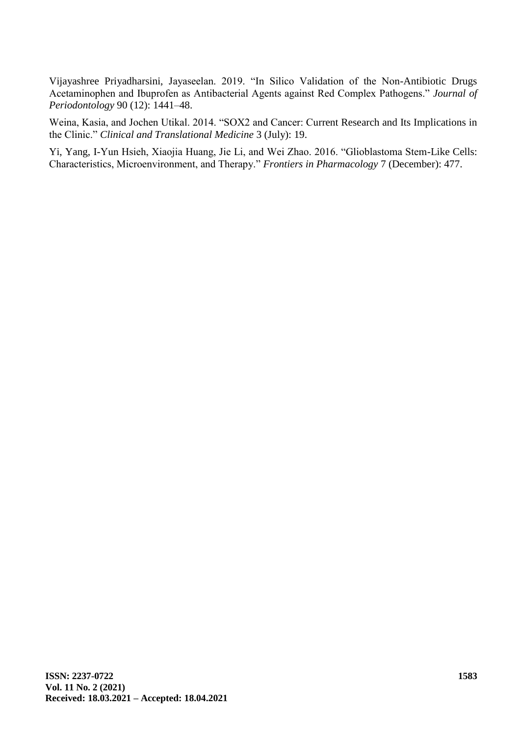Vijayashree Priyadharsini, Jayaseelan. 2019. "In Silico Validation of the Non-Antibiotic Drugs Acetaminophen and Ibuprofen as Antibacterial Agents against Red Complex Pathogens." *Journal of Periodontology* 90 (12): 1441–48.

Weina, Kasia, and Jochen Utikal. 2014. "SOX2 and Cancer: Current Research and Its Implications in the Clinic." *Clinical and Translational Medicine* 3 (July): 19.

Yi, Yang, I-Yun Hsieh, Xiaojia Huang, Jie Li, and Wei Zhao. 2016. "Glioblastoma Stem-Like Cells: Characteristics, Microenvironment, and Therapy." *Frontiers in Pharmacology* 7 (December): 477.